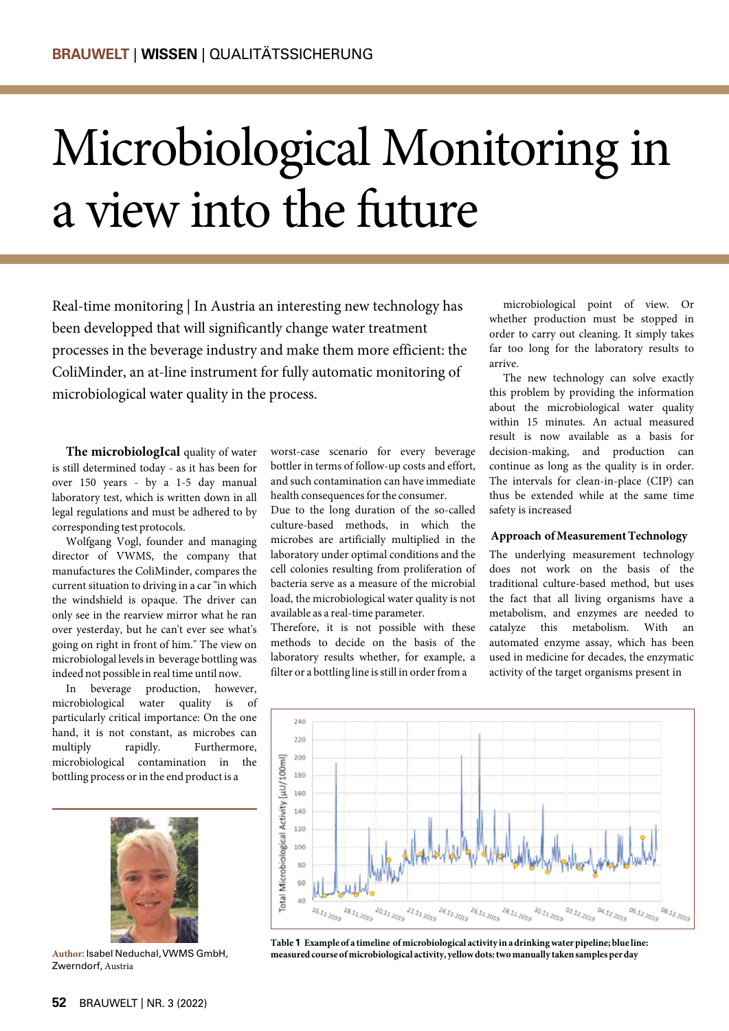# Microbiological Monitoring in a view into the future

Real-time monitoring | In Austria an interesting new technology has been developped that will significantly change water treatment processes in the beverage industry and make them more efficient: the ColiMinder, an at-line instrument for fully automatic monitoring of microbiological water quality in the process.

**The microbiologIcal** quality of water is still determined today - as it has been for over 150 years - by a 1-5 day manual laboratory test, which is written down in all legal regulations and must be adhered to by corresponding test protocols.

Wolfgang Vogl, founder and managing director of VWMS, the company that manufactures the ColiMinder, compares the current situation to driving in a car "in which the windshield is opaque. The driver can only see in the rearview mirror what he ran over yesterday, but he can't ever see what's going on right in front of him." The view on microbiological levels in beverage bottling was indeed not possible in real time until now.

In beverage production, however, microbiological water quality is of particularly critical importance: On the one hand, it is not constant, as microbes can multiply rapidly. Furthermore, microbiological contamination in the bottling process or in the end product is a worst-case scenario for every beverage bottler in terms of follow-up costs and effort, and such contamination can have immediate health consequences for the consumer.

Due to the long duration of the so-called culture-based methods, in which the microbes are artificially multiplied in the laboratory under optimal conditions and the cell colonies resulting from proliferation of bacteria serve as a measure of the microbial load, the microbiological water quality is not available as a real-time parameter.

Therefore, it is not possible with these methods to decide on the basis of the laboratory results whether, for example, a filter or a bottling line is still in order from a microbiological point of view. Or whether production must be stopped in order to carry out cleaning. It simply takes far too long for the laboratory results to arrive.

The new technology can solve exactly this problem by providing the information about the microbiological water quality within 15 minutes. An actual measured result is now available as a basis for decision-making, and production can continue as long as the quality is in order. The intervals for clean-in-place (CIP) can thus be extended while at the same time safety is increased

### Approach of Measurement Technology

The underlying measurement technology does not work on the basis of the traditional culture-based method, but uses the fact that all living organisms have a metabolism, and enzymes are needed to catalyze this metabolism. With an automated enzyme assay, which has been used in medicine for decades, the enzymatic activity of the target organisms present in

**Table 1** **Example of a timeline of microbiological activity in a drinking water pipeline; blue line: measured course of microbiological activity, yellow dots: two manually taken samples per day**

**Author:** Isabel Neduchal, VWMS GmbH, Zwerndorf, Austria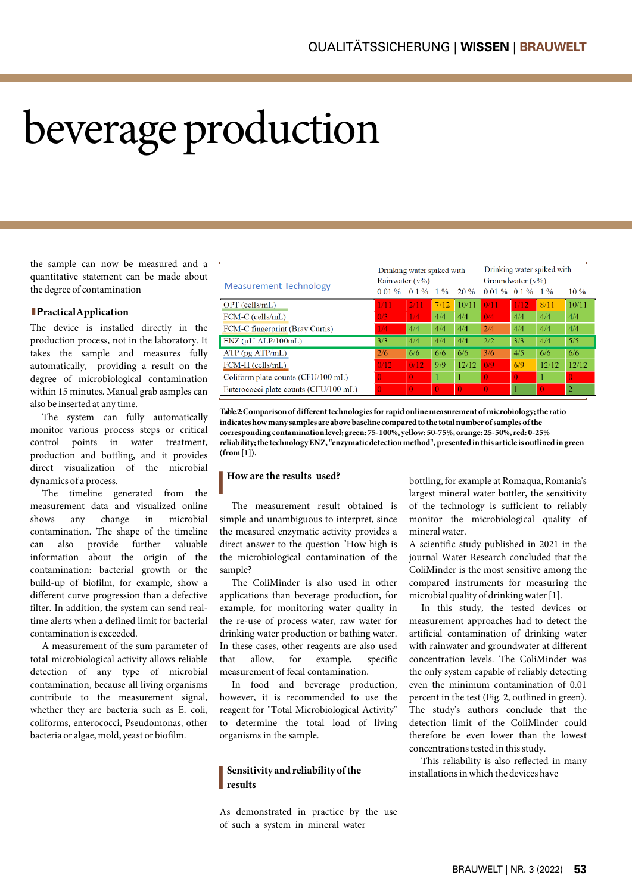# beverage production

the sample can now be measured and a quantitative statement can be made about the degree of contamination

## Practical Application

The device is installed directly in the production process, not in the laboratory. It takes the sample and measures fully automatically, providing a result on the degree of microbiological contamination within 15 minutes. Manual grab asmples can also be inserted at any time.

The system can fully automatically monitor various process steps or critical control points in water treatment, production and bottling, and it provides direct visualization of the microbial dynamics of a process.

The timeline generated from the measurement data and visualized online shows any change in microbial contamination. The shape of the timeline can also provide further valuable information about the origin of the contamination: bacterial growth or the build-up of biofilm, for example, show a different curve progression than a defective filter. In addition, the system can send real-time alerts when a defined limit for bacterial contamination is exceeded.

A measurement of the sum parameter of total microbiological activity allows reliable detection of any type of microbial contamination, because all living organisms contribute to the measurement signal, whether they are bacteria such as E. coli, coliforms, enterococci, Pseudomonas, other bacteria or algae, mold, yeast or biofilm.

| Measurement Technology | Drinking water spiked with Rainwater (v%) 0.01 % | 0.1 % | 1 % | 20 % | Drinking water spiked with Groundwater (v%) 0.01 % | 0.1 % | 1 % | 10 % |
|---|---|---|---|---|---|---|---|---|
| OPT (cells/mL) | 1/11 | 2/11 | 7/12 | 10/11 | 0/11 | 1/12 | 8/11 | 10/11 |
| FCM-C (cells/mL) | 0/3 | 1/4 | 4/4 | 4/4 | 0/4 | 4/4 | 4/4 | 4/4 |
| FCM-C fingerprint (Bray Curtis) | 1/4 | 4/4 | 4/4 | 4/4 | 2/4 | 4/4 | 4/4 | 4/4 |
| ENZ (µU ALP/100mL) | 3/3 | 4/4 | 4/4 | 4/4 | 2/2 | 3/3 | 4/4 | 5/5 |
| ATP (pg ATP/mL) | 2/6 | 6/6 | 6/6 | 6/6 | 3/6 | 4/5 | 6/6 | 6/6 |
| FCM-H (cells/mL) | 0/12 | 0/12 | 9/9 | 12/12 | 0/9 | 6/9 | 12/12 | 12/12 |
| Coliform plate counts (CFU/100 mL) | 0 | 0 | 1 | 1 | 0 | 0 | 1 | 0 |
| Enterococci plate counts (CFU/100 mL) | 0 | 0 | 0 | 0 | 0 | 1 | 0 | 2 |

**Table 2 Comparison of different technologies for rapid online measurement of microbiology; the ratio indicates how many samples are above baseline compared to the total number of samples of the corresponding contamination level; green: 75-100%, yellow: 50-75%, orange: 25-50%, red: 0-25% reliability; the technology ENZ, "enzymatic detection method", presented in this article is outlined in green (from [1]).**

## How are the results used?

The measurement result obtained is simple and unambiguous to interpret, since the measured enzymatic activity provides a direct answer to the question "How high is the microbiological contamination of the sample?

The ColiMinder is also used in other applications than beverage production, for example, for monitoring water quality in the re-use of process water, raw water for drinking water production or bathing water. In these cases, other reagents are also used that allow, for example, specific measurement of fecal contamination.

In food and beverage production, however, it is recommended to use the reagent for "Total Microbiological Activity" to determine the total load of living organisms in the sample.

## Sensitivity and reliability of the results

As demonstrated in practice by the use of such a system in mineral water bottling, for example at Romaqua, Romania's largest mineral water bottler, the sensitivity of the technology is sufficient to reliably monitor the microbiological quality of mineral water.

A scientific study published in 2021 in the journal Water Research concluded that the ColiMinder is the most sensitive among the compared instruments for measuring the microbial quality of drinking water [1].

In this study, the tested devices or measurement approaches had to detect the artificial contamination of drinking water with rainwater and groundwater at different concentration levels. The ColiMinder was the only system capable of reliably detecting even the minimum contamination of 0.01 percent in the test (Fig. 2, outlined in green). The study's authors conclude that the detection limit of the ColiMinder could therefore be even lower than the lowest concentrations tested in this study.

This reliability is also reflected in many installations in which the devices have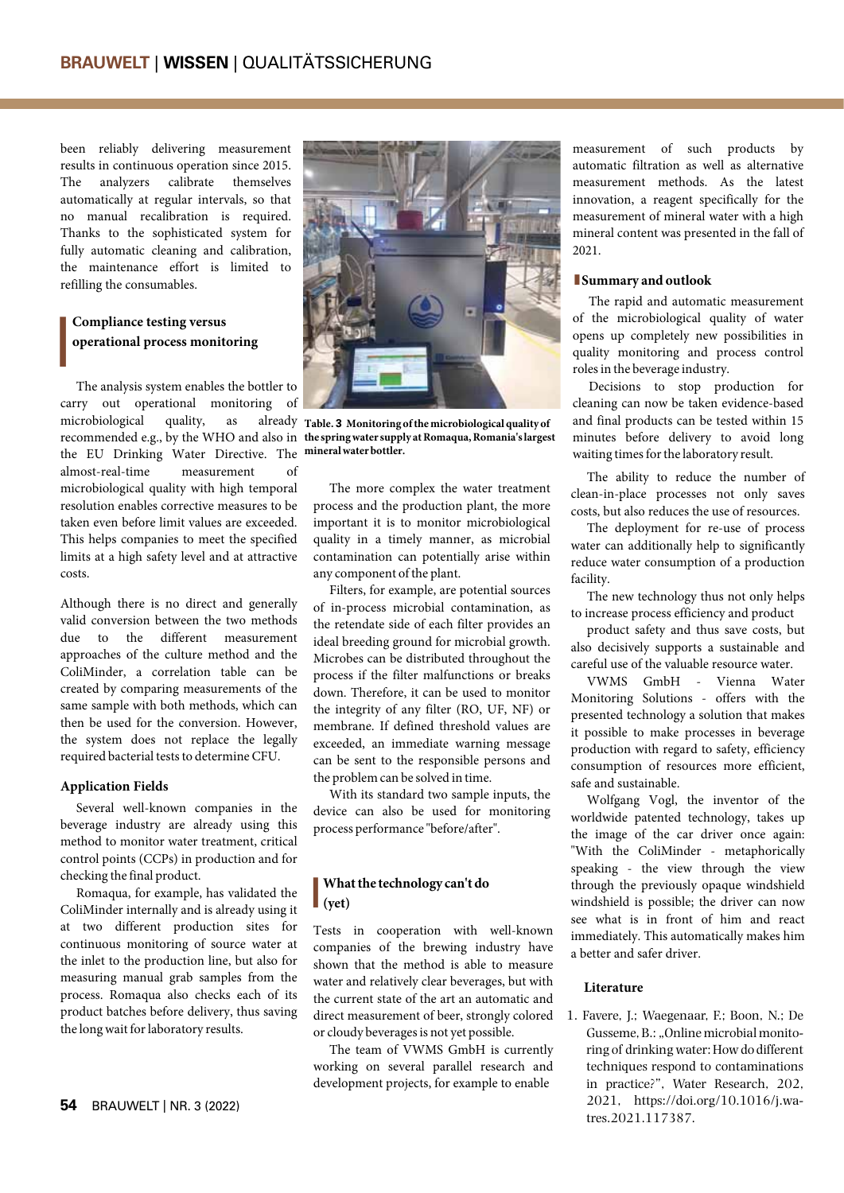been reliably delivering measurement results in continuous operation since 2015. The analyzers calibrate themselves automatically at regular intervals, so that no manual recalibration is required. Thanks to the sophisticated system for fully automatic cleaning and calibration, the maintenance effort is limited to refilling the consumables.

## Compliance testing versus operational process monitoring

The analysis system enables the bottler to carry out operational monitoring of microbiological quality, as already recommended e.g., by the WHO and also in the EU Drinking Water Directive. The almost-real-time measurement of microbiological quality with high temporal resolution enables corrective measures to be taken even before limit values are exceeded. This helps companies to meet the specified limits at a high safety level and at attractive costs.

Although there is no direct and generally valid conversion between the two methods due to the different measurement approaches of the culture method and the ColiMinder, a correlation table can be created by comparing measurements of the same sample with both methods, which can then be used for the conversion. However, the system does not replace the legally required bacterial tests to determine CFU.

### Application Fields

Several well-known companies in the beverage industry are already using this method to monitor water treatment, critical control points (CCPs) in production and for checking the final product.

Romaqua, for example, has validated the ColiMinder internally and is already using it at two different production sites for continuous monitoring of source water at the inlet to the production line, but also for measuring manual grab samples from the process. Romaqua also checks each of its product batches before delivery, thus saving the long wait for laboratory results.

**Table. 3 Monitoring of the microbiological quality of the spring water supply at Romaqua, Romania's largest mineral water bottler.**

The more complex the water treatment process and the production plant, the more important it is to monitor microbiological quality in a timely manner, as microbial contamination can potentially arise within any component of the plant.

Filters, for example, are potential sources of in-process microbial contamination, as the retendate side of each filter provides an ideal breeding ground for microbial growth. Microbes can be distributed throughout the process if the filter malfunctions or breaks down. Therefore, it can be used to monitor the integrity of any filter (RO, UF, NF) or membrane. If defined threshold values are exceeded, an immediate warning message can be sent to the responsible persons and the problem can be solved in time.

With its standard two sample inputs, the device can also be used for monitoring process performance "before/after".

## What the technology can't do (yet)

Tests in cooperation with well-known companies of the brewing industry have shown that the method is able to measure water and relatively clear beverages, but with the current state of the art an automatic and direct measurement of beer, strongly colored or cloudy beverages is not yet possible.

The team of VWMS GmbH is currently working on several parallel research and development projects, for example to enable measurement of such products by automatic filtration as well as alternative measurement methods. As the latest innovation, a reagent specifically for the measurement of mineral water with a high mineral content was presented in the fall of 2021.

## Summary and outlook

The rapid and automatic measurement of the microbiological quality of water opens up completely new possibilities in quality monitoring and process control roles in the beverage industry.

Decisions to stop production for cleaning can now be taken evidence-based and final products can be tested within 15 minutes before delivery to avoid long waiting times for the laboratory result.

The ability to reduce the number of clean-in-place processes not only saves costs, but also reduces the use of resources.

The deployment for re-use of process water can additionally help to significantly reduce water consumption of a production facility.

The new technology thus not only helps to increase process efficiency and product product safety and thus save costs, but also decisively supports a sustainable and careful use of the valuable resource water.

VWMS GmbH - Vienna Water Monitoring Solutions - offers with the presented technology a solution that makes it possible to make processes in beverage production with regard to safety, efficiency consumption of resources more efficient, safe and sustainable.

Wolfgang Vogl, the inventor of the worldwide patented technology, takes up the image of the car driver once again: "With the ColiMinder - metaphorically speaking - the view through the view through the previously opaque windshield windshield is possible; the driver can now see what is in front of him and react immediately. This automatically makes him a better and safer driver.

### Literature

1. Favere, J.; Waegenaar, F.; Boon, N.; De Gusseme, B.: „Online microbial monitoring of drinking water: How do different techniques respond to contaminations in practice?", Water Research, 202, 2021, https://doi.org/10.1016/j.watres.2021.117387.